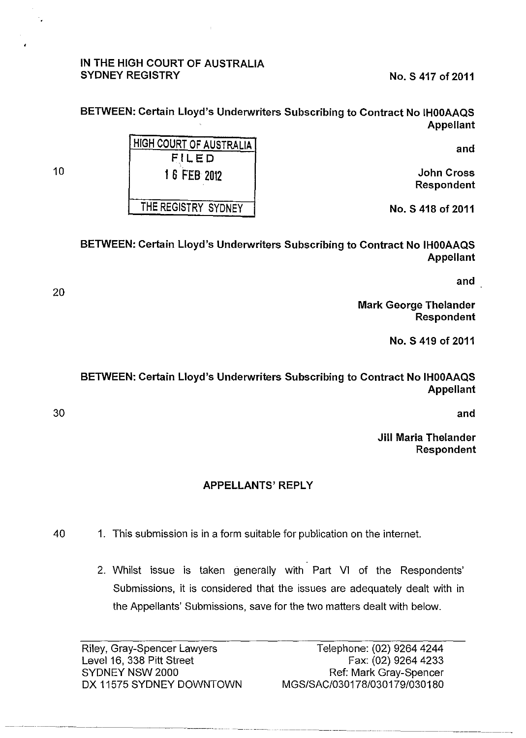IN THE HIGH COURT OF AUSTRALIA
SYDNEY REGISTRY

No. S 417 of 2011

BETWEEN: Certain Lloyd's Underwriters Subscribing to Contract No IH00AAQS
Appellant

HIGH COURT OF AUSTRALIA
FILED
16 FEB 2012
THE REGISTRY SYDNEY

and

John Cross
Respondent

No. S 418 of 2011

BETWEEN: Certain Lloyd's Underwriters Subscribing to Contract No IH00AAQS
Appellant

and

Mark George Thelander
Respondent

No. S 419 of 2011

BETWEEN: Certain Lloyd's Underwriters Subscribing to Contract No IH00AAQS
Appellant

and

Jill Maria Thelander
Respondent

## APPELLANTS' REPLY

1. This submission is in a form suitable for publication on the internet.

2. Whilst issue is taken generally with Part VI of the Respondents' Submissions, it is considered that the issues are adequately dealt with in the Appellants' Submissions, save for the two matters dealt with below.

| | |
|---|---|
| Riley, Gray-Spencer Lawyers | Telephone: (02) 9264 4244 |
| Level 16, 338 Pitt Street | Fax: (02) 9264 4233 |
| SYDNEY NSW 2000 | Ref: Mark Gray-Spencer |
| DX 11575 SYDNEY DOWNTOWN | MGS/SAC/030178/030179/030180 |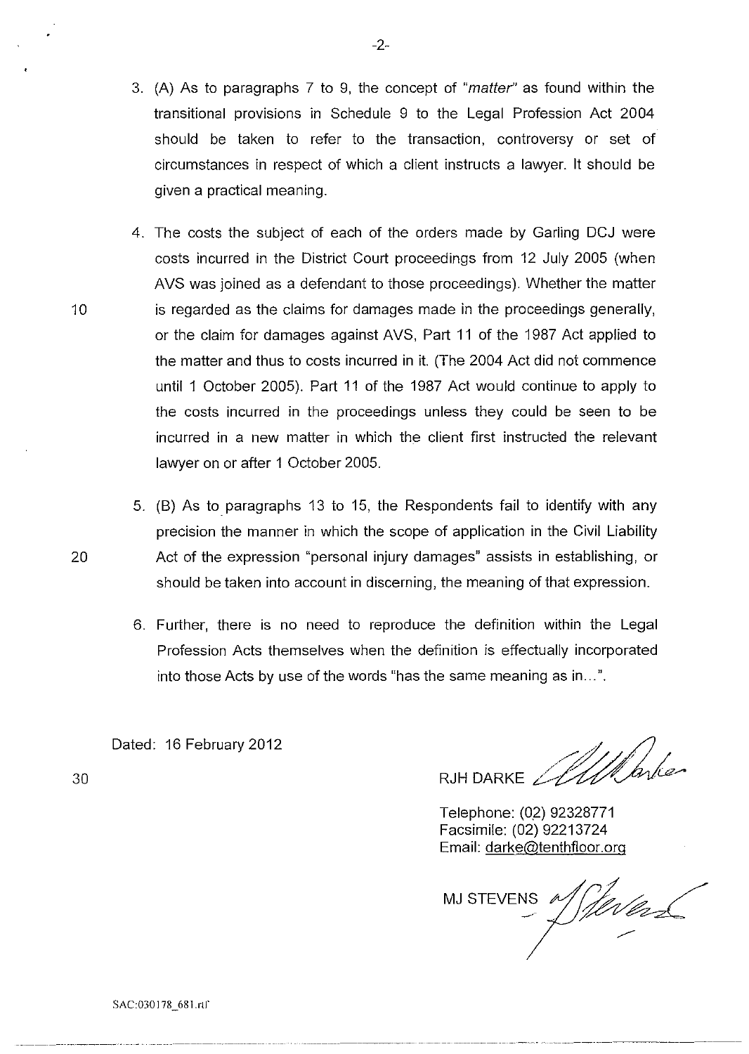3. (A) As to paragraphs 7 to 9, the concept of "*matter*" as found within the transitional provisions in Schedule 9 to the Legal Profession Act 2004 should be taken to refer to the transaction, controversy or set of circumstances in respect of which a client instructs a lawyer. It should be given a practical meaning.

4. The costs the subject of each of the orders made by Garling DCJ were costs incurred in the District Court proceedings from 12 July 2005 (when AVS was joined as a defendant to those proceedings). Whether the matter is regarded as the claims for damages made in the proceedings generally, or the claim for damages against AVS, Part 11 of the 1987 Act applied to the matter and thus to costs incurred in it. (The 2004 Act did not commence until 1 October 2005). Part 11 of the 1987 Act would continue to apply to the costs incurred in the proceedings unless they could be seen to be incurred in a new matter in which the client first instructed the relevant lawyer on or after 1 October 2005.

5. (B) As to paragraphs 13 to 15, the Respondents fail to identify with any precision the manner in which the scope of application in the Civil Liability Act of the expression "personal injury damages" assists in establishing, or should be taken into account in discerning, the meaning of that expression.

6. Further, there is no need to reproduce the definition within the Legal Profession Acts themselves when the definition is effectually incorporated into those Acts by use of the words "has the same meaning as in...".

Dated: 16 February 2012

RJH DARKE

Telephone: (02) 92328771
Facsimile: (02) 92213724
Email: darke@tenthfloor.org

MJ STEVENS

SAC:030178_681.rtf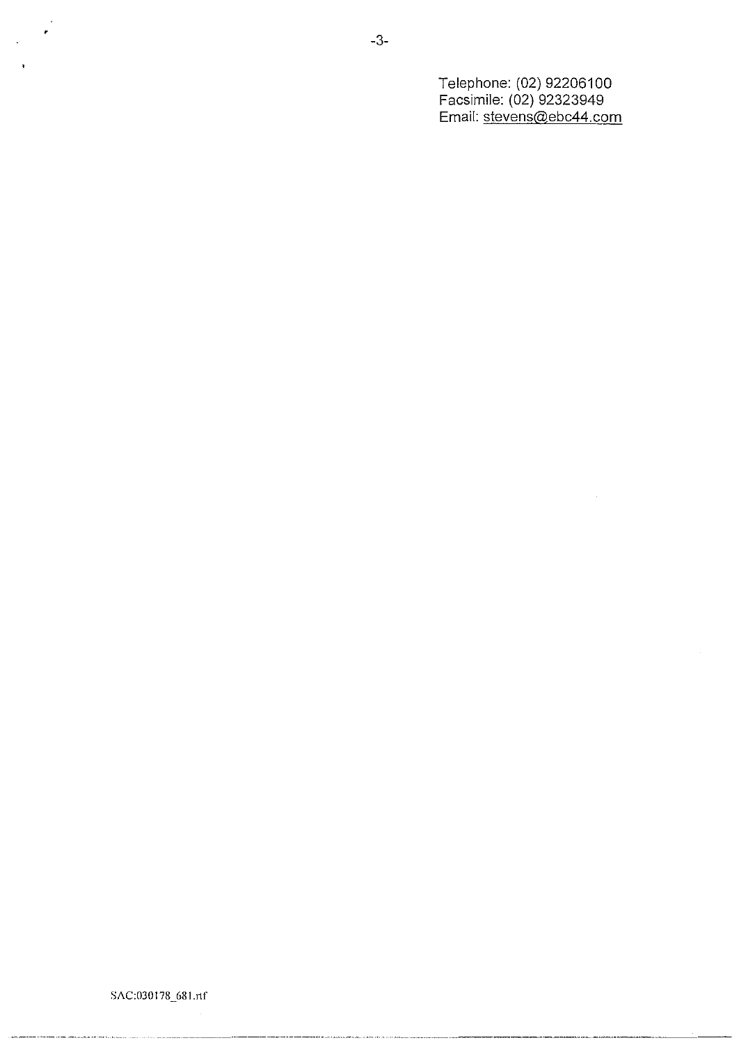Telephone: (02) 92206100
Facsimile: (02) 92323949
Email: stevens@ebc44.com

SAC:030178_681.rtf